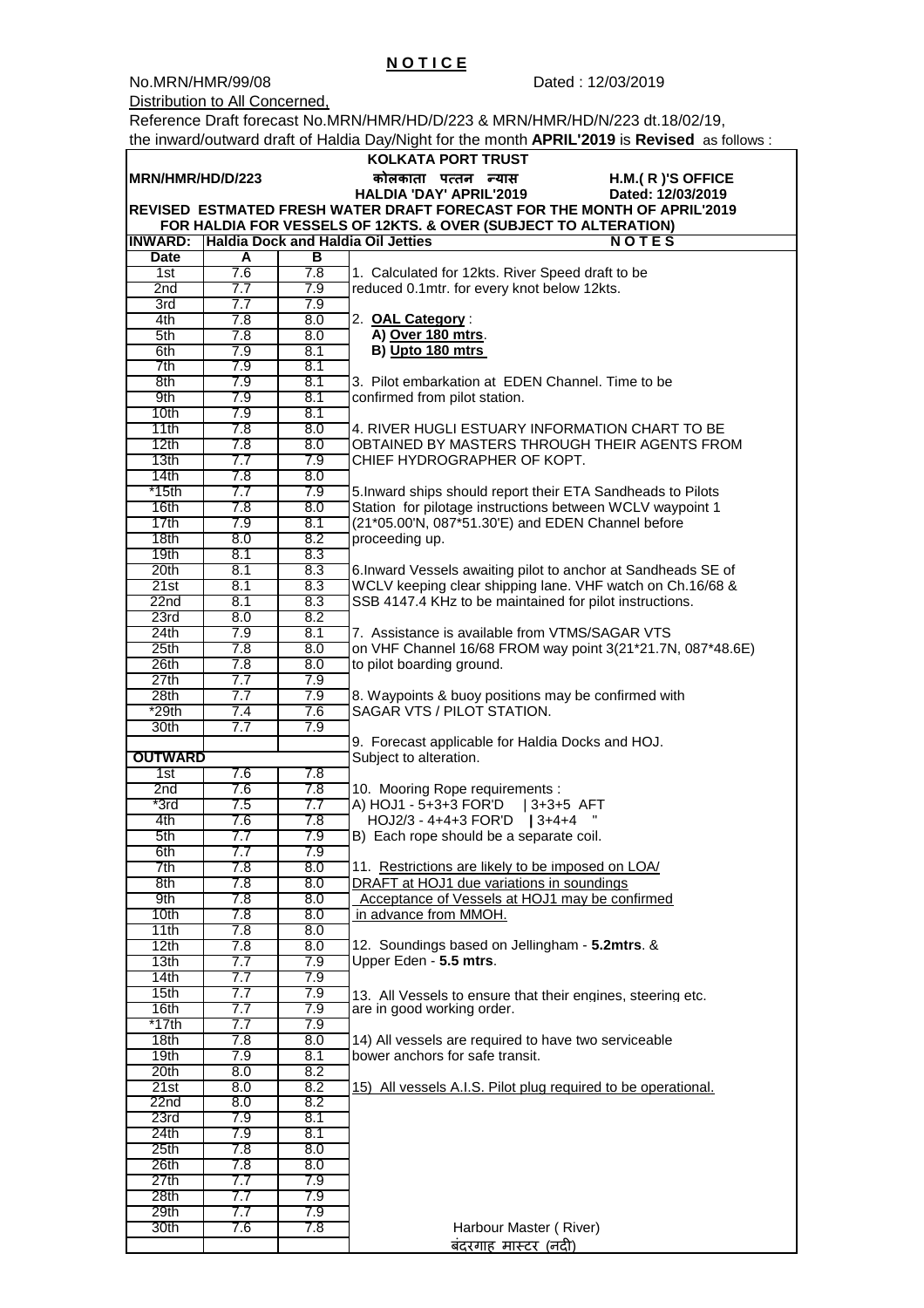# N O T I C E

No.MRN/HMR/99/08 Dated : 12/03/2019

Distribution to All Concerned,

Reference Draft forecast No.MRN/HMR/HD/D/223 & MRN/HMR/HD/N/223 dt.18/02/19,
the inward/outward draft of Haldia Day/Night for the month **APRIL'2019** is **Revised** as follows :

**KOLKATA PORT TRUST**

**MRN/HMR/HD/D/223** | **कोलकाता पत्तन न्यास** | **H.M.( R )'S OFFICE**

**HALDIA 'DAY' APRIL'2019** | **Dated: 12/03/2019**

**REVISED ESTMATED FRESH WATER DRAFT FORECAST FOR THE MONTH OF APRIL'2019**
**FOR HALDIA FOR VESSELS OF 12KTS. & OVER (SUBJECT TO ALTERATION)**

**INWARD:** **Haldia Dock and Haldia Oil Jetties**

| Date | A | B |
|---|---|---|
| 1st | 7.6 | 7.8 |
| 2nd | 7.7 | 7.9 |
| 3rd | 7.7 | 7.9 |
| 4th | 7.8 | 8.0 |
| 5th | 7.8 | 8.0 |
| 6th | 7.9 | 8.1 |
| 7th | 7.9 | 8.1 |
| 8th | 7.9 | 8.1 |
| 9th | 7.9 | 8.1 |
| 10th | 7.9 | 8.1 |
| 11th | 7.8 | 8.0 |
| 12th | 7.8 | 8.0 |
| 13th | 7.7 | 7.9 |
| 14th | 7.8 | 8.0 |
| *15th | 7.7 | 7.9 |
| 16th | 7.8 | 8.0 |
| 17th | 7.9 | 8.1 |
| 18th | 8.0 | 8.2 |
| 19th | 8.1 | 8.3 |
| 20th | 8.1 | 8.3 |
| 21st | 8.1 | 8.3 |
| 22nd | 8.1 | 8.3 |
| 23rd | 8.0 | 8.2 |
| 24th | 7.9 | 8.1 |
| 25th | 7.8 | 8.0 |
| 26th | 7.8 | 8.0 |
| 27th | 7.7 | 7.9 |
| 28th | 7.7 | 7.9 |
| *29th | 7.4 | 7.6 |
| 30th | 7.7 | 7.9 |

**OUTWARD**

| Date | A | B |
|---|---|---|
| 1st | 7.6 | 7.8 |
| 2nd | 7.6 | 7.8 |
| *3rd | 7.5 | 7.7 |
| 4th | 7.6 | 7.8 |
| 5th | 7.7 | 7.9 |
| 6th | 7.7 | 7.9 |
| 7th | 7.8 | 8.0 |
| 8th | 7.8 | 8.0 |
| 9th | 7.8 | 8.0 |
| 10th | 7.8 | 8.0 |
| 11th | 7.8 | 8.0 |
| 12th | 7.8 | 8.0 |
| 13th | 7.7 | 7.9 |
| 14th | 7.7 | 7.9 |
| 15th | 7.7 | 7.9 |
| 16th | 7.7 | 7.9 |
| *17th | 7.7 | 7.9 |
| 18th | 7.8 | 8.0 |
| 19th | 7.9 | 8.1 |
| 20th | 8.0 | 8.2 |
| 21st | 8.0 | 8.2 |
| 22nd | 8.0 | 8.2 |
| 23rd | 7.9 | 8.1 |
| 24th | 7.9 | 8.1 |
| 25th | 7.8 | 8.0 |
| 26th | 7.8 | 8.0 |
| 27th | 7.7 | 7.9 |
| 28th | 7.7 | 7.9 |
| 29th | 7.7 | 7.9 |
| 30th | 7.6 | 7.8 |

**N O T E S**

1. Calculated for 12kts. River Speed draft to be reduced 0.1mtr. for every knot below 12kts.

2. **OAL Category** :
   **A) Over 180 mtrs**.
   **B) Upto 180 mtrs**

3. Pilot embarkation at EDEN Channel. Time to be confirmed from pilot station.

4. RIVER HUGLI ESTUARY INFORMATION CHART TO BE OBTAINED BY MASTERS THROUGH THEIR AGENTS FROM CHIEF HYDROGRAPHER OF KOPT.

5. Inward ships should report their ETA Sandheads to Pilots Station for pilotage instructions between WCLV waypoint 1 (21*05.00'N, 087*51.30'E) and EDEN Channel before proceeding up.

6. Inward Vessels awaiting pilot to anchor at Sandheads SE of WCLV keeping clear shipping lane. VHF watch on Ch.16/68 & SSB 4147.4 KHz to be maintained for pilot instructions.

7. Assistance is available from VTMS/SAGAR VTS on VHF Channel 16/68 FROM way point 3(21*21.7N, 087*48.6E) to pilot boarding ground.

8. Waypoints & buoy positions may be confirmed with SAGAR VTS / PILOT STATION.

9. Forecast applicable for Haldia Docks and HOJ. Subject to alteration.

10. Mooring Rope requirements :
    A) HOJ1 - 5+3+3 FOR'D | 3+3+5 AFT
    HOJ2/3 - 4+4+3 FOR'D | 3+4+4 "
    B) Each rope should be a separate coil.

11. Restrictions are likely to be imposed on LOA/ DRAFT at HOJ1 due variations in soundings
    Acceptance of Vessels at HOJ1 may be confirmed in advance from MMOH.

12. Soundings based on Jellingham - **5.2mtrs**. & Upper Eden - **5.5 mtrs**.

13. All Vessels to ensure that their engines, steering etc. are in good working order.

14) All vessels are required to have two serviceable bower anchors for safe transit.

15) All vessels A.I.S. Pilot plug required to be operational.

Harbour Master ( River)
बंदरगाह मास्टर (नदी)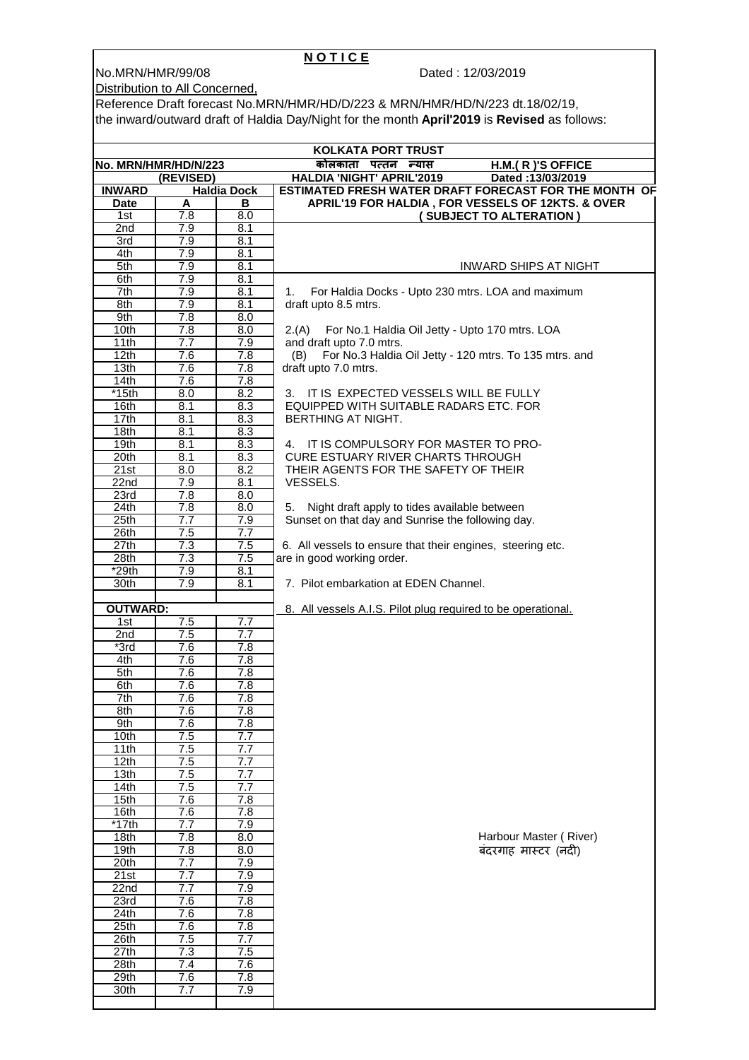**N O T I C E**

No.MRN/HMR/99/08 Dated : 12/03/2019

Distribution to All Concerned,

Reference Draft forecast No.MRN/HMR/HD/D/223 & MRN/HMR/HD/N/223 dt.18/02/19, the inward/outward draft of Haldia Day/Night for the month **April'2019** is **Revised** as follows:

**KOLKATA PORT TRUST**

**No. MRN/HMR/HD/N/223** **कोलकाता पत्तन न्यास** **H.M.( R )'S OFFICE**

**(REVISED)** **HALDIA 'NIGHT' APRIL'2019** **Dated :13/03/2019**

**ESTIMATED FRESH WATER DRAFT FORECAST FOR THE MONTH OF APRIL'19 FOR HALDIA , FOR VESSELS OF 12KTS. & OVER**

**( SUBJECT TO ALTERATION )**

| INWARD | Haldia Dock | |
|---|---|---|
| Date | A | B |
| 1st | 7.8 | 8.0 |
| 2nd | 7.9 | 8.1 |
| 3rd | 7.9 | 8.1 |
| 4th | 7.9 | 8.1 |
| 5th | 7.9 | 8.1 |
| 6th | 7.9 | 8.1 |
| 7th | 7.9 | 8.1 |
| 8th | 7.9 | 8.1 |
| 9th | 7.8 | 8.0 |
| 10th | 7.8 | 8.0 |
| 11th | 7.7 | 7.9 |
| 12th | 7.6 | 7.8 |
| 13th | 7.6 | 7.8 |
| 14th | 7.6 | 7.8 |
| *15th | 8.0 | 8.2 |
| 16th | 8.1 | 8.3 |
| 17th | 8.1 | 8.3 |
| 18th | 8.1 | 8.3 |
| 19th | 8.1 | 8.3 |
| 20th | 8.1 | 8.3 |
| 21st | 8.0 | 8.2 |
| 22nd | 7.9 | 8.1 |
| 23rd | 7.8 | 8.0 |
| 24th | 7.8 | 8.0 |
| 25th | 7.7 | 7.9 |
| 26th | 7.5 | 7.7 |
| 27th | 7.3 | 7.5 |
| 28th | 7.3 | 7.5 |
| *29th | 7.9 | 8.1 |
| 30th | 7.9 | 8.1 |
| | | |
| **OUTWARD:** | | |
| 1st | 7.5 | 7.7 |
| 2nd | 7.5 | 7.7 |
| *3rd | 7.6 | 7.8 |
| 4th | 7.6 | 7.8 |
| 5th | 7.6 | 7.8 |
| 6th | 7.6 | 7.8 |
| 7th | 7.6 | 7.8 |
| 8th | 7.6 | 7.8 |
| 9th | 7.6 | 7.8 |
| 10th | 7.5 | 7.7 |
| 11th | 7.5 | 7.7 |
| 12th | 7.5 | 7.7 |
| 13th | 7.5 | 7.7 |
| 14th | 7.5 | 7.7 |
| 15th | 7.6 | 7.8 |
| 16th | 7.6 | 7.8 |
| *17th | 7.7 | 7.9 |
| 18th | 7.8 | 8.0 |
| 19th | 7.8 | 8.0 |
| 20th | 7.7 | 7.9 |
| 21st | 7.7 | 7.9 |
| 22nd | 7.7 | 7.9 |
| 23rd | 7.6 | 7.8 |
| 24th | 7.6 | 7.8 |
| 25th | 7.6 | 7.8 |
| 26th | 7.5 | 7.7 |
| 27th | 7.3 | 7.5 |
| 28th | 7.4 | 7.6 |
| 29th | 7.6 | 7.8 |
| 30th | 7.7 | 7.9 |

INWARD SHIPS AT NIGHT

1. For Haldia Docks - Upto 230 mtrs. LOA and maximum draft upto 8.5 mtrs.

2.(A) For No.1 Haldia Oil Jetty - Upto 170 mtrs. LOA and draft upto 7.0 mtrs.

(B) For No.3 Haldia Oil Jetty - 120 mtrs. To 135 mtrs. and draft upto 7.0 mtrs.

3. IT IS EXPECTED VESSELS WILL BE FULLY EQUIPPED WITH SUITABLE RADARS ETC. FOR BERTHING AT NIGHT.

4. IT IS COMPULSORY FOR MASTER TO PRO-CURE ESTUARY RIVER CHARTS THROUGH THEIR AGENTS FOR THE SAFETY OF THEIR VESSELS.

5. Night draft apply to tides available between Sunset on that day and Sunrise the following day.

6. All vessels to ensure that their engines, steering etc. are in good working order.

7. Pilot embarkation at EDEN Channel.

8. All vessels A.I.S. Pilot plug required to be operational.

Harbour Master ( River)

बंदरगाह मास्टर (नदी)